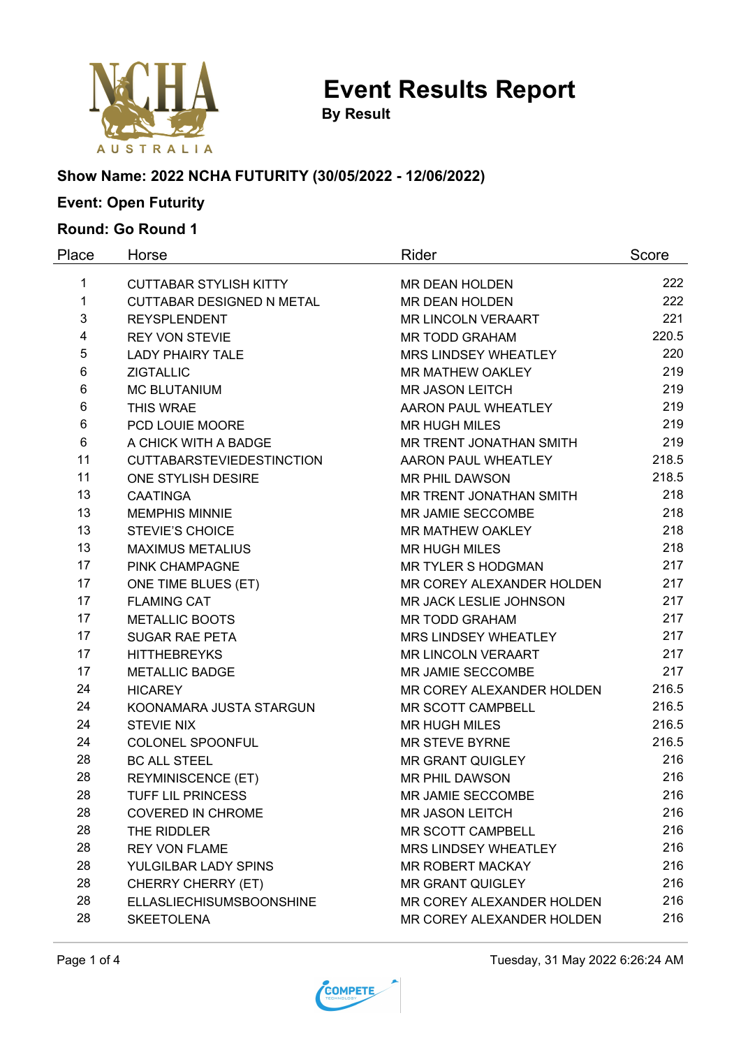# Event Results Report

**By Result**

**Show Name: 2022 NCHA FUTURITY (30/05/2022 - 12/06/2022)**

**Event: Open Futurity**

**Round: Go Round 1**

| Place | Horse | Rider | Score |
|---|---|---|---|
| 1 | CUTTABAR STYLISH KITTY | MR DEAN HOLDEN | 222 |
| 1 | CUTTABAR DESIGNED N METAL | MR DEAN HOLDEN | 222 |
| 3 | REYSPLENDENT | MR LINCOLN VERAART | 221 |
| 4 | REY VON STEVIE | MR TODD GRAHAM | 220.5 |
| 5 | LADY PHAIRY TALE | MRS LINDSEY WHEATLEY | 220 |
| 6 | ZIGTALLIC | MR MATHEW OAKLEY | 219 |
| 6 | MC BLUTANIUM | MR JASON LEITCH | 219 |
| 6 | THIS WRAE | AARON PAUL WHEATLEY | 219 |
| 6 | PCD LOUIE MOORE | MR HUGH MILES | 219 |
| 6 | A CHICK WITH A BADGE | MR TRENT JONATHAN SMITH | 219 |
| 11 | CUTTABARSTEVIEDESTINCTION | AARON PAUL WHEATLEY | 218.5 |
| 11 | ONE STYLISH DESIRE | MR PHIL DAWSON | 218.5 |
| 13 | CAATINGA | MR TRENT JONATHAN SMITH | 218 |
| 13 | MEMPHIS MINNIE | MR JAMIE SECCOMBE | 218 |
| 13 | STEVIE'S CHOICE | MR MATHEW OAKLEY | 218 |
| 13 | MAXIMUS METALIUS | MR HUGH MILES | 218 |
| 17 | PINK CHAMPAGNE | MR TYLER S HODGMAN | 217 |
| 17 | ONE TIME BLUES (ET) | MR COREY ALEXANDER HOLDEN | 217 |
| 17 | FLAMING CAT | MR JACK LESLIE JOHNSON | 217 |
| 17 | METALLIC BOOTS | MR TODD GRAHAM | 217 |
| 17 | SUGAR RAE PETA | MRS LINDSEY WHEATLEY | 217 |
| 17 | HITTHEBREYKS | MR LINCOLN VERAART | 217 |
| 17 | METALLIC BADGE | MR JAMIE SECCOMBE | 217 |
| 24 | HICAREY | MR COREY ALEXANDER HOLDEN | 216.5 |
| 24 | KOONAMARA JUSTA STARGUN | MR SCOTT CAMPBELL | 216.5 |
| 24 | STEVIE NIX | MR HUGH MILES | 216.5 |
| 24 | COLONEL SPOONFUL | MR STEVE BYRNE | 216.5 |
| 28 | BC ALL STEEL | MR GRANT QUIGLEY | 216 |
| 28 | REYMINISCENCE (ET) | MR PHIL DAWSON | 216 |
| 28 | TUFF LIL PRINCESS | MR JAMIE SECCOMBE | 216 |
| 28 | COVERED IN CHROME | MR JASON LEITCH | 216 |
| 28 | THE RIDDLER | MR SCOTT CAMPBELL | 216 |
| 28 | REY VON FLAME | MRS LINDSEY WHEATLEY | 216 |
| 28 | YULGILBAR LADY SPINS | MR ROBERT MACKAY | 216 |
| 28 | CHERRY CHERRY (ET) | MR GRANT QUIGLEY | 216 |
| 28 | ELLASLIECHISUMSBOONSHINE | MR COREY ALEXANDER HOLDEN | 216 |
| 28 | SKEETOLENA | MR COREY ALEXANDER HOLDEN | 216 |

Tuesday, 31 May 2022 6:26:24 AM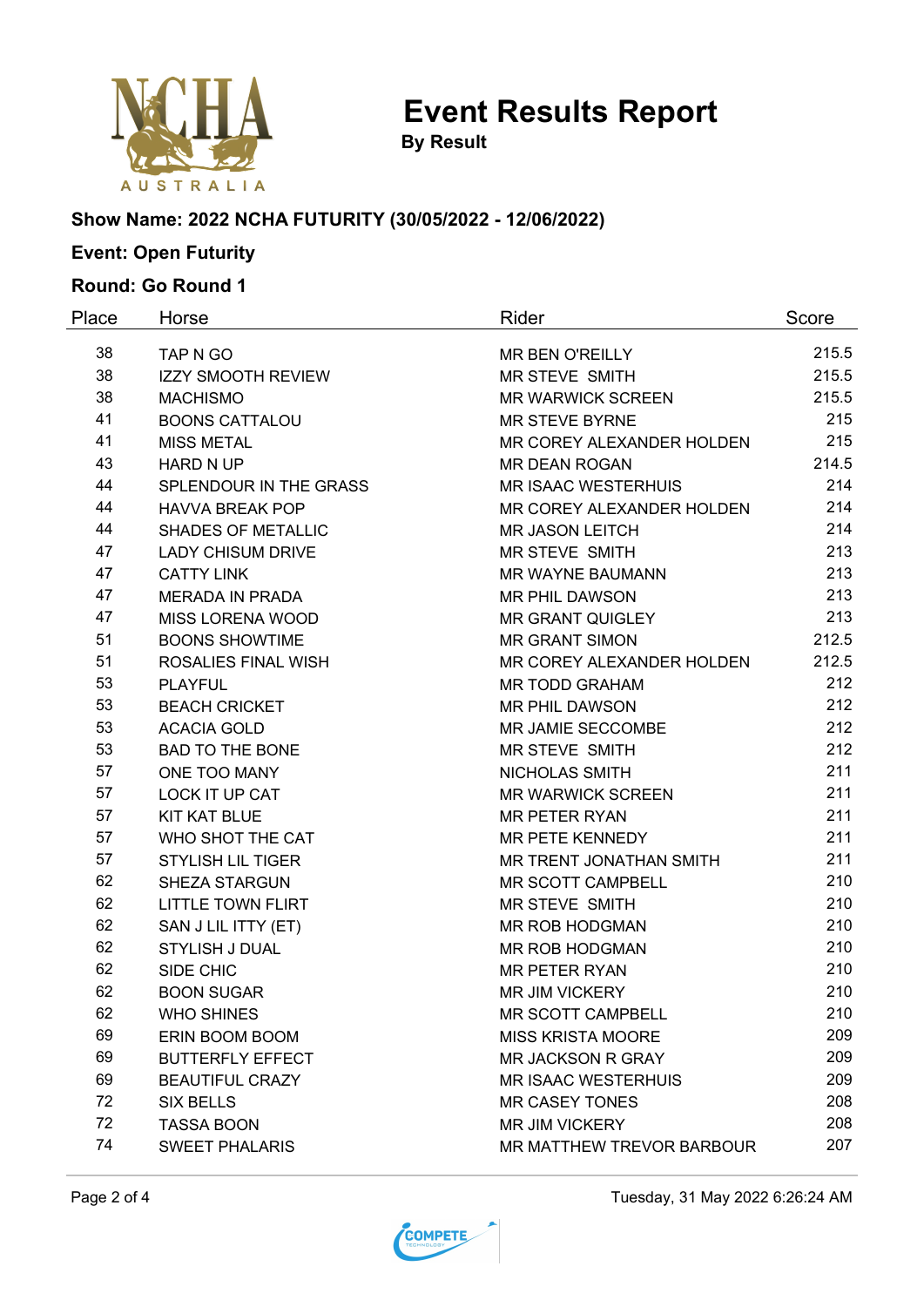# Event Results Report

**By Result**

### Show Name: 2022 NCHA FUTURITY (30/05/2022 - 12/06/2022)

### Event: Open Futurity

### Round: Go Round 1

| Place | Horse | Rider | Score |
|---|---|---|---|
| 38 | TAP N GO | MR BEN O'REILLY | 215.5 |
| 38 | IZZY SMOOTH REVIEW | MR STEVE SMITH | 215.5 |
| 38 | MACHISMO | MR WARWICK SCREEN | 215.5 |
| 41 | BOONS CATTALOU | MR STEVE BYRNE | 215 |
| 41 | MISS METAL | MR COREY ALEXANDER HOLDEN | 215 |
| 43 | HARD N UP | MR DEAN ROGAN | 214.5 |
| 44 | SPLENDOUR IN THE GRASS | MR ISAAC WESTERHUIS | 214 |
| 44 | HAVVA BREAK POP | MR COREY ALEXANDER HOLDEN | 214 |
| 44 | SHADES OF METALLIC | MR JASON LEITCH | 214 |
| 47 | LADY CHISUM DRIVE | MR STEVE SMITH | 213 |
| 47 | CATTY LINK | MR WAYNE BAUMANN | 213 |
| 47 | MERADA IN PRADA | MR PHIL DAWSON | 213 |
| 47 | MISS LORENA WOOD | MR GRANT QUIGLEY | 213 |
| 51 | BOONS SHOWTIME | MR GRANT SIMON | 212.5 |
| 51 | ROSALIES FINAL WISH | MR COREY ALEXANDER HOLDEN | 212.5 |
| 53 | PLAYFUL | MR TODD GRAHAM | 212 |
| 53 | BEACH CRICKET | MR PHIL DAWSON | 212 |
| 53 | ACACIA GOLD | MR JAMIE SECCOMBE | 212 |
| 53 | BAD TO THE BONE | MR STEVE SMITH | 212 |
| 57 | ONE TOO MANY | NICHOLAS SMITH | 211 |
| 57 | LOCK IT UP CAT | MR WARWICK SCREEN | 211 |
| 57 | KIT KAT BLUE | MR PETER RYAN | 211 |
| 57 | WHO SHOT THE CAT | MR PETE KENNEDY | 211 |
| 57 | STYLISH LIL TIGER | MR TRENT JONATHAN SMITH | 211 |
| 62 | SHEZA STARGUN | MR SCOTT CAMPBELL | 210 |
| 62 | LITTLE TOWN FLIRT | MR STEVE SMITH | 210 |
| 62 | SAN J LIL ITTY (ET) | MR ROB HODGMAN | 210 |
| 62 | STYLISH J DUAL | MR ROB HODGMAN | 210 |
| 62 | SIDE CHIC | MR PETER RYAN | 210 |
| 62 | BOON SUGAR | MR JIM VICKERY | 210 |
| 62 | WHO SHINES | MR SCOTT CAMPBELL | 210 |
| 69 | ERIN BOOM BOOM | MISS KRISTA MOORE | 209 |
| 69 | BUTTERFLY EFFECT | MR JACKSON R GRAY | 209 |
| 69 | BEAUTIFUL CRAZY | MR ISAAC WESTERHUIS | 209 |
| 72 | SIX BELLS | MR CASEY TONES | 208 |
| 72 | TASSA BOON | MR JIM VICKERY | 208 |
| 74 | SWEET PHALARIS | MR MATTHEW TREVOR BARBOUR | 207 |

Tuesday, 31 May 2022 6:26:24 AM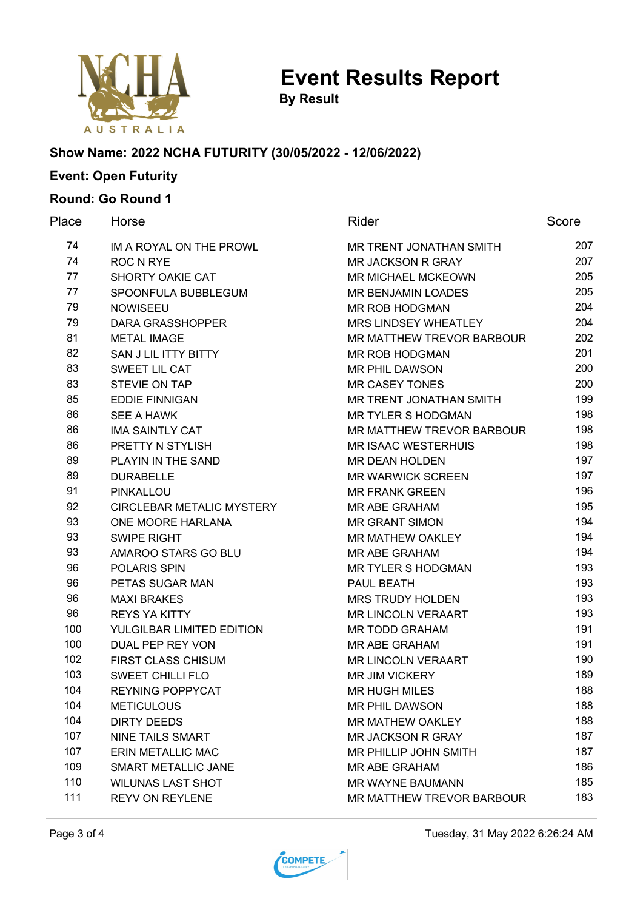# Event Results Report

**By Result**

### Show Name: 2022 NCHA FUTURITY (30/05/2022 - 12/06/2022)

### Event: Open Futurity

### Round: Go Round 1

| Place | Horse | Rider | Score |
|---|---|---|---|
| 74 | IM A ROYAL ON THE PROWL | MR TRENT JONATHAN SMITH | 207 |
| 74 | ROC N RYE | MR JACKSON R GRAY | 207 |
| 77 | SHORTY OAKIE CAT | MR MICHAEL MCKEOWN | 205 |
| 77 | SPOONFULA BUBBLEGUM | MR BENJAMIN LOADES | 205 |
| 79 | NOWISEEU | MR ROB HODGMAN | 204 |
| 79 | DARA GRASSHOPPER | MRS LINDSEY WHEATLEY | 204 |
| 81 | METAL IMAGE | MR MATTHEW TREVOR BARBOUR | 202 |
| 82 | SAN J LIL ITTY BITTY | MR ROB HODGMAN | 201 |
| 83 | SWEET LIL CAT | MR PHIL DAWSON | 200 |
| 83 | STEVIE ON TAP | MR CASEY TONES | 200 |
| 85 | EDDIE FINNIGAN | MR TRENT JONATHAN SMITH | 199 |
| 86 | SEE A HAWK | MR TYLER S HODGMAN | 198 |
| 86 | IMA SAINTLY CAT | MR MATTHEW TREVOR BARBOUR | 198 |
| 86 | PRETTY N STYLISH | MR ISAAC WESTERHUIS | 198 |
| 89 | PLAYIN IN THE SAND | MR DEAN HOLDEN | 197 |
| 89 | DURABELLE | MR WARWICK SCREEN | 197 |
| 91 | PINKALLOU | MR FRANK GREEN | 196 |
| 92 | CIRCLEBAR METALIC MYSTERY | MR ABE GRAHAM | 195 |
| 93 | ONE MOORE HARLANA | MR GRANT SIMON | 194 |
| 93 | SWIPE RIGHT | MR MATHEW OAKLEY | 194 |
| 93 | AMAROO STARS GO BLU | MR ABE GRAHAM | 194 |
| 96 | POLARIS SPIN | MR TYLER S HODGMAN | 193 |
| 96 | PETAS SUGAR MAN | PAUL BEATH | 193 |
| 96 | MAXI BRAKES | MRS TRUDY HOLDEN | 193 |
| 96 | REYS YA KITTY | MR LINCOLN VERAART | 193 |
| 100 | YULGILBAR LIMITED EDITION | MR TODD GRAHAM | 191 |
| 100 | DUAL PEP REY VON | MR ABE GRAHAM | 191 |
| 102 | FIRST CLASS CHISUM | MR LINCOLN VERAART | 190 |
| 103 | SWEET CHILLI FLO | MR JIM VICKERY | 189 |
| 104 | REYNING POPPYCAT | MR HUGH MILES | 188 |
| 104 | METICULOUS | MR PHIL DAWSON | 188 |
| 104 | DIRTY DEEDS | MR MATHEW OAKLEY | 188 |
| 107 | NINE TAILS SMART | MR JACKSON R GRAY | 187 |
| 107 | ERIN METALLIC MAC | MR PHILLIP JOHN SMITH | 187 |
| 109 | SMART METALLIC JANE | MR ABE GRAHAM | 186 |
| 110 | WILUNAS LAST SHOT | MR WAYNE BAUMANN | 185 |
| 111 | REYV ON REYLENE | MR MATTHEW TREVOR BARBOUR | 183 |

Tuesday, 31 May 2022 6:26:24 AM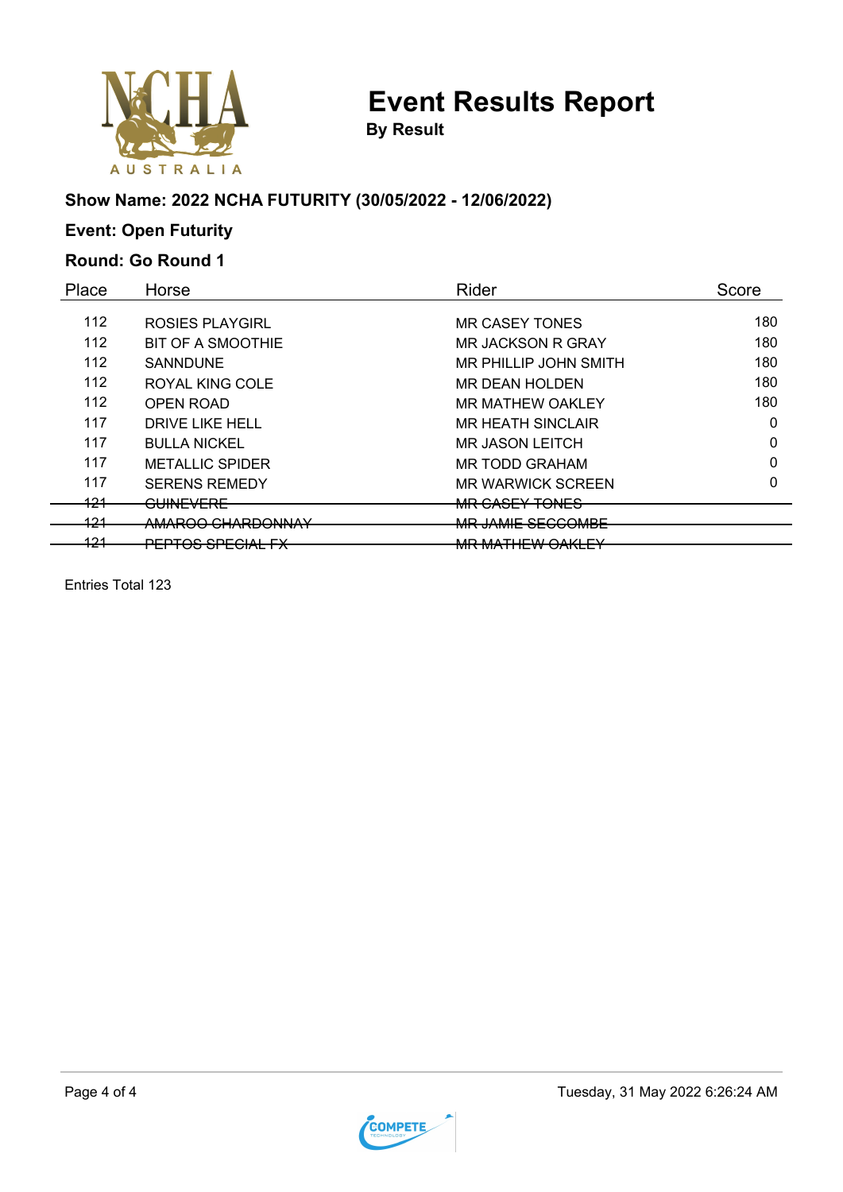# Event Results Report

**By Result**

### Show Name: 2022 NCHA FUTURITY (30/05/2022 - 12/06/2022)

### Event: Open Futurity

### Round: Go Round 1

| Place | Horse | Rider | Score |
|---|---|---|---|
| 112 | ROSIES PLAYGIRL | MR CASEY TONES | 180 |
| 112 | BIT OF A SMOOTHIE | MR JACKSON R GRAY | 180 |
| 112 | SANNDUNE | MR PHILLIP JOHN SMITH | 180 |
| 112 | ROYAL KING COLE | MR DEAN HOLDEN | 180 |
| 112 | OPEN ROAD | MR MATHEW OAKLEY | 180 |
| 117 | DRIVE LIKE HELL | MR HEATH SINCLAIR | 0 |
| 117 | BULLA NICKEL | MR JASON LEITCH | 0 |
| 117 | METALLIC SPIDER | MR TODD GRAHAM | 0 |
| 117 | SERENS REMEDY | MR WARWICK SCREEN | 0 |
| ~~121~~ | ~~GUINEVERE~~ | ~~MR CASEY TONES~~ | |
| ~~121~~ | ~~AMAROO CHARDONNAY~~ | ~~MR JAMIE SECCOMBE~~ | |
| ~~121~~ | ~~PEPTOS SPECIAL FX~~ | ~~MR MATHEW OAKLEY~~ | |

Entries Total 123

Tuesday, 31 May 2022 6:26:24 AM